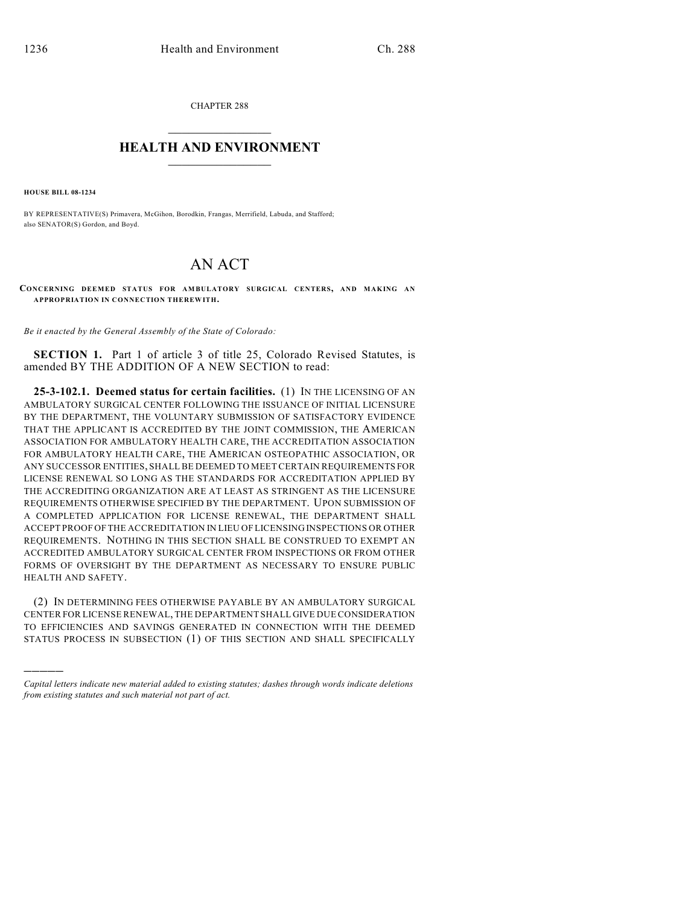CHAPTER 288

# HEALTH AND ENVIRONMENT

**HOUSE BILL 08-1234**

BY REPRESENTATIVE(S) Primavera, McGihon, Borodkin, Frangas, Merrifield, Labuda, and Stafford; also SENATOR(S) Gordon, and Boyd.

# AN ACT

**CONCERNING DEEMED STATUS FOR AMBULATORY SURGICAL CENTERS, AND MAKING AN APPROPRIATION IN CONNECTION THEREWITH.**

*Be it enacted by the General Assembly of the State of Colorado:*

**SECTION 1.** Part 1 of article 3 of title 25, Colorado Revised Statutes, is amended BY THE ADDITION OF A NEW SECTION to read:

**25-3-102.1. Deemed status for certain facilities.** (1) IN THE LICENSING OF AN AMBULATORY SURGICAL CENTER FOLLOWING THE ISSUANCE OF INITIAL LICENSURE BY THE DEPARTMENT, THE VOLUNTARY SUBMISSION OF SATISFACTORY EVIDENCE THAT THE APPLICANT IS ACCREDITED BY THE JOINT COMMISSION, THE AMERICAN ASSOCIATION FOR AMBULATORY HEALTH CARE, THE ACCREDITATION ASSOCIATION FOR AMBULATORY HEALTH CARE, THE AMERICAN OSTEOPATHIC ASSOCIATION, OR ANY SUCCESSOR ENTITIES, SHALL BE DEEMED TO MEET CERTAIN REQUIREMENTS FOR LICENSE RENEWAL SO LONG AS THE STANDARDS FOR ACCREDITATION APPLIED BY THE ACCREDITING ORGANIZATION ARE AT LEAST AS STRINGENT AS THE LICENSURE REQUIREMENTS OTHERWISE SPECIFIED BY THE DEPARTMENT. UPON SUBMISSION OF A COMPLETED APPLICATION FOR LICENSE RENEWAL, THE DEPARTMENT SHALL ACCEPT PROOF OF THE ACCREDITATION IN LIEU OF LICENSING INSPECTIONS OR OTHER REQUIREMENTS. NOTHING IN THIS SECTION SHALL BE CONSTRUED TO EXEMPT AN ACCREDITED AMBULATORY SURGICAL CENTER FROM INSPECTIONS OR FROM OTHER FORMS OF OVERSIGHT BY THE DEPARTMENT AS NECESSARY TO ENSURE PUBLIC HEALTH AND SAFETY.

(2) IN DETERMINING FEES OTHERWISE PAYABLE BY AN AMBULATORY SURGICAL CENTER FOR LICENSE RENEWAL, THE DEPARTMENT SHALL GIVE DUE CONSIDERATION TO EFFICIENCIES AND SAVINGS GENERATED IN CONNECTION WITH THE DEEMED STATUS PROCESS IN SUBSECTION (1) OF THIS SECTION AND SHALL SPECIFICALLY

---

*Capital letters indicate new material added to existing statutes; dashes through words indicate deletions from existing statutes and such material not part of act.*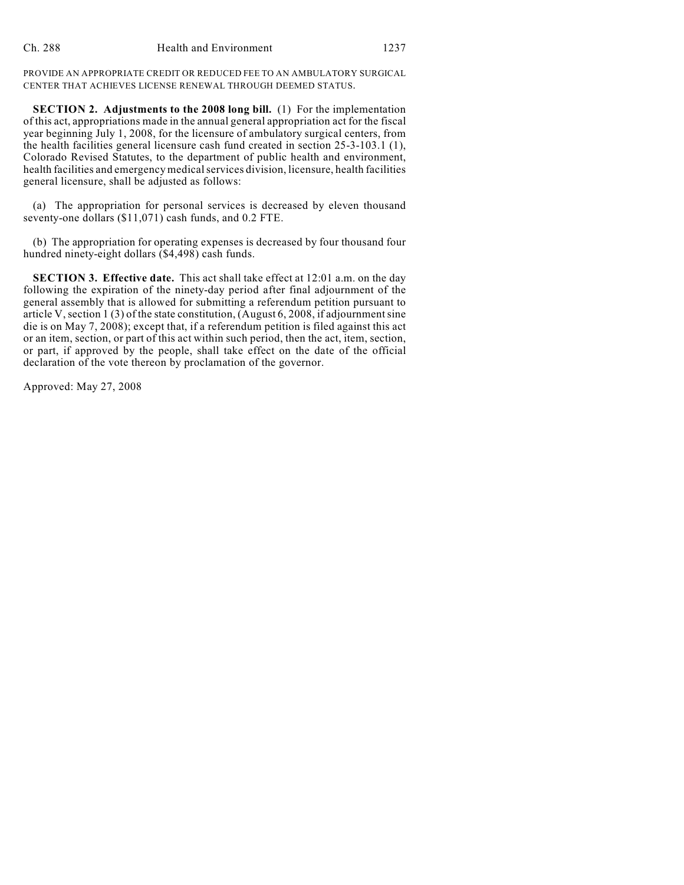PROVIDE AN APPROPRIATE CREDIT OR REDUCED FEE TO AN AMBULATORY SURGICAL CENTER THAT ACHIEVES LICENSE RENEWAL THROUGH DEEMED STATUS.

**SECTION 2. Adjustments to the 2008 long bill.** (1) For the implementation of this act, appropriations made in the annual general appropriation act for the fiscal year beginning July 1, 2008, for the licensure of ambulatory surgical centers, from the health facilities general licensure cash fund created in section 25-3-103.1 (1), Colorado Revised Statutes, to the department of public health and environment, health facilities and emergency medical services division, licensure, health facilities general licensure, shall be adjusted as follows:

(a) The appropriation for personal services is decreased by eleven thousand seventy-one dollars ($11,071) cash funds, and 0.2 FTE.

(b) The appropriation for operating expenses is decreased by four thousand four hundred ninety-eight dollars ($4,498) cash funds.

**SECTION 3. Effective date.** This act shall take effect at 12:01 a.m. on the day following the expiration of the ninety-day period after final adjournment of the general assembly that is allowed for submitting a referendum petition pursuant to article V, section 1 (3) of the state constitution, (August 6, 2008, if adjournment sine die is on May 7, 2008); except that, if a referendum petition is filed against this act or an item, section, or part of this act within such period, then the act, item, section, or part, if approved by the people, shall take effect on the date of the official declaration of the vote thereon by proclamation of the governor.

Approved: May 27, 2008